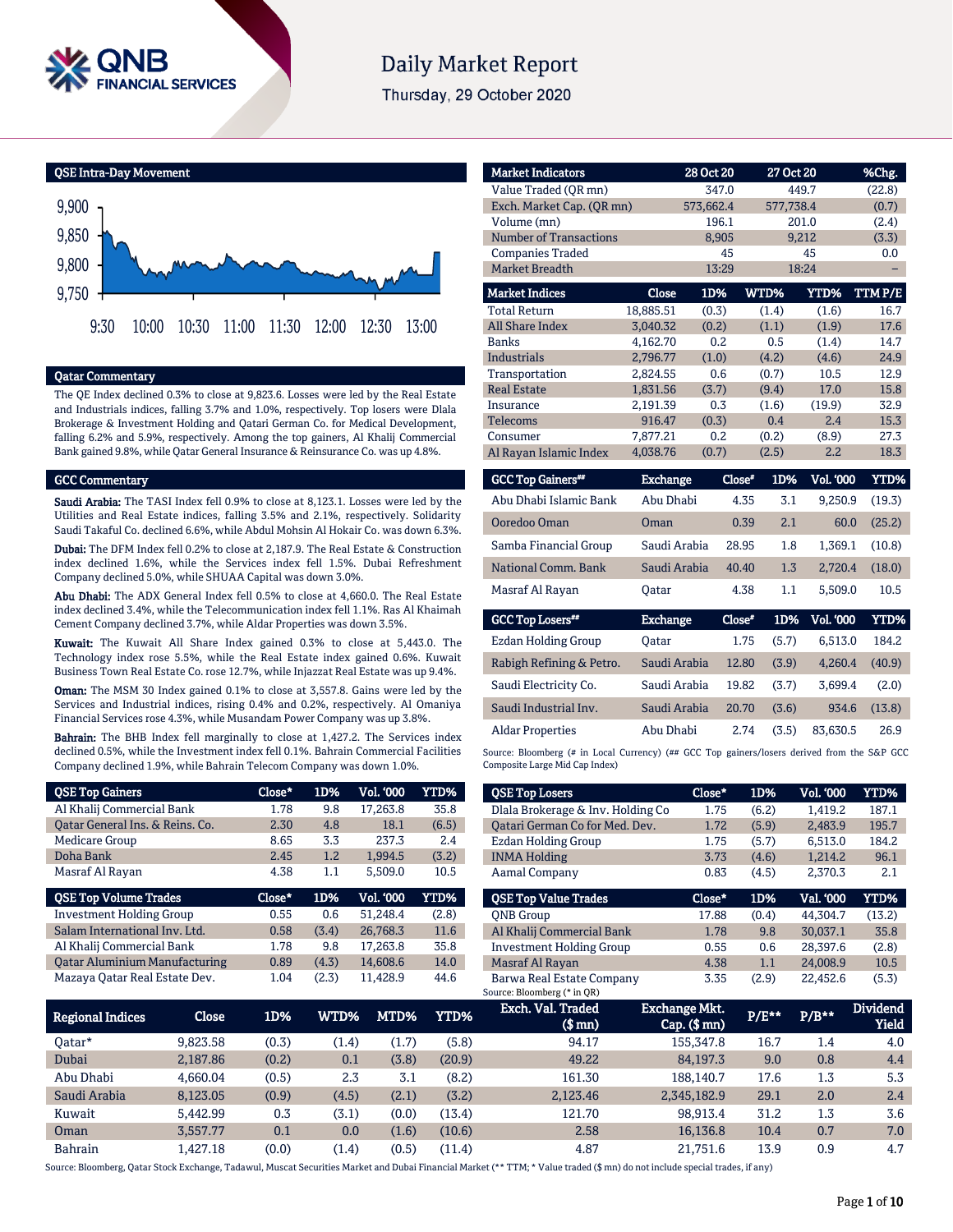# Daily Market Report

Thursday, 29 October 2020

## QSE Intra-Day Movement

## Qatar Commentary

The QE Index declined 0.3% to close at 9,823.6. Losses were led by the Real Estate and Industrials indices, falling 3.7% and 1.0%, respectively. Top losers were Dlala Brokerage & Investment Holding and Qatari German Co. for Medical Development, falling 6.2% and 5.9%, respectively. Among the top gainers, Al Khalij Commercial Bank gained 9.8%, while Qatar General Insurance & Reinsurance Co. was up 4.8%.

## GCC Commentary

**Saudi Arabia:** The TASI Index fell 0.9% to close at 8,123.1. Losses were led by the Utilities and Real Estate indices, falling 3.5% and 2.1%, respectively. Solidarity Saudi Takaful Co. declined 6.6%, while Abdul Mohsin Al Hokair Co. was down 6.3%.

**Dubai:** The DFM Index fell 0.2% to close at 2,187.9. The Real Estate & Construction index declined 1.6%, while the Services index fell 1.5%. Dubai Refreshment Company declined 5.0%, while SHUAA Capital was down 3.0%.

**Abu Dhabi:** The ADX General Index fell 0.5% to close at 4,660.0. The Real Estate index declined 3.4%, while the Telecommunication index fell 1.1%. Ras Al Khaimah Cement Company declined 3.7%, while Aldar Properties was down 3.5%.

**Kuwait:** The Kuwait All Share Index gained 0.3% to close at 5,443.0. The Technology index rose 5.5%, while the Real Estate index gained 0.6%. Kuwait Business Town Real Estate Co. rose 12.7%, while Injazzat Real Estate was up 9.4%.

**Oman:** The MSM 30 Index gained 0.1% to close at 3,557.8. Gains were led by the Services and Industrial indices, rising 0.4% and 0.2%, respectively. Al Omaniya Financial Services rose 4.3%, while Musandam Power Company was up 3.8%.

**Bahrain:** The BHB Index fell marginally to close at 1,427.2. The Services index declined 0.5%, while the Investment index fell 0.1%. Bahrain Commercial Facilities Company declined 1.9%, while Bahrain Telecom Company was down 1.0%.

| Market Indicators | 28 Oct 20 | 27 Oct 20 | %Chg. |
|---|---|---|---|
| Value Traded (QR mn) | 347.0 | 449.7 | (22.8) |
| Exch. Market Cap. (QR mn) | 573,662.4 | 577,738.4 | (0.7) |
| Volume (mn) | 196.1 | 201.0 | (2.4) |
| Number of Transactions | 8,905 | 9,212 | (3.3) |
| Companies Traded | 45 | 45 | 0.0 |
| Market Breadth | 13:29 | 18:24 | – |

| Market Indices | Close | 1D% | WTD% | YTD% | TTM P/E |
|---|---|---|---|---|---|
| Total Return | 18,885.51 | (0.3) | (1.4) | (1.6) | 16.7 |
| All Share Index | 3,040.32 | (0.2) | (1.1) | (1.9) | 17.6 |
| Banks | 4,162.70 | 0.2 | 0.5 | (1.4) | 14.7 |
| Industrials | 2,796.77 | (1.0) | (4.2) | (4.6) | 24.9 |
| Transportation | 2,824.55 | 0.6 | (0.7) | 10.5 | 12.9 |
| Real Estate | 1,831.56 | (3.7) | (9.4) | 17.0 | 15.8 |
| Insurance | 2,191.39 | 0.3 | (1.6) | (19.9) | 32.9 |
| Telecoms | 916.47 | (0.3) | 0.4 | 2.4 | 15.3 |
| Consumer | 7,877.21 | 0.2 | (0.2) | (8.9) | 27.3 |
| Al Rayan Islamic Index | 4,038.76 | (0.7) | (2.5) | 2.2 | 18.3 |

| GCC Top Gainers## | Exchange | Close# | 1D% | Vol. '000 | YTD% |
|---|---|---|---|---|---|
| Abu Dhabi Islamic Bank | Abu Dhabi | 4.35 | 3.1 | 9,250.9 | (19.3) |
| Ooredoo Oman | Oman | 0.39 | 2.1 | 60.0 | (25.2) |
| Samba Financial Group | Saudi Arabia | 28.95 | 1.8 | 1,369.1 | (10.8) |
| National Comm. Bank | Saudi Arabia | 40.40 | 1.3 | 2,720.4 | (18.0) |
| Masraf Al Rayan | Qatar | 4.38 | 1.1 | 5,509.0 | 10.5 |

| GCC Top Losers## | Exchange | Close# | 1D% | Vol. '000 | YTD% |
|---|---|---|---|---|---|
| Ezdan Holding Group | Qatar | 1.75 | (5.7) | 6,513.0 | 184.2 |
| Rabigh Refining & Petro. | Saudi Arabia | 12.80 | (3.9) | 4,260.4 | (40.9) |
| Saudi Electricity Co. | Saudi Arabia | 19.82 | (3.7) | 3,699.4 | (2.0) |
| Saudi Industrial Inv. | Saudi Arabia | 20.70 | (3.6) | 934.6 | (13.8) |
| Aldar Properties | Abu Dhabi | 2.74 | (3.5) | 83,630.5 | 26.9 |

Source: Bloomberg (# in Local Currency) (## GCC Top gainers/losers derived from the S&P GCC Composite Large Mid Cap Index)

| QSE Top Gainers | Close* | 1D% | Vol. '000 | YTD% |
|---|---|---|---|---|
| Al Khalij Commercial Bank | 1.78 | 9.8 | 17,263.8 | 35.8 |
| Qatar General Ins. & Reins. Co. | 2.30 | 4.8 | 18.1 | (6.5) |
| Medicare Group | 8.65 | 3.3 | 237.3 | 2.4 |
| Doha Bank | 2.45 | 1.2 | 1,994.5 | (3.2) |
| Masraf Al Rayan | 4.38 | 1.1 | 5,509.0 | 10.5 |

| QSE Top Volume Trades | Close* | 1D% | Vol. '000 | YTD% |
|---|---|---|---|---|
| Investment Holding Group | 0.55 | 0.6 | 51,248.4 | (2.8) |
| Salam International Inv. Ltd. | 0.58 | (3.4) | 26,768.3 | 11.6 |
| Al Khalij Commercial Bank | 1.78 | 9.8 | 17,263.8 | 35.8 |
| Qatar Aluminium Manufacturing | 0.89 | (4.3) | 14,608.6 | 14.0 |
| Mazaya Qatar Real Estate Dev. | 1.04 | (2.3) | 11,428.9 | 44.6 |

| QSE Top Losers | Close* | 1D% | Vol. '000 | YTD% |
|---|---|---|---|---|
| Dlala Brokerage & Inv. Holding Co | 1.75 | (6.2) | 1,419.2 | 187.1 |
| Qatari German Co for Med. Dev. | 1.72 | (5.9) | 2,483.9 | 195.7 |
| Ezdan Holding Group | 1.75 | (5.7) | 6,513.0 | 184.2 |
| INMA Holding | 3.73 | (4.6) | 1,214.2 | 96.1 |
| Aamal Company | 0.83 | (4.5) | 2,370.3 | 2.1 |

| QSE Top Value Trades | Close* | 1D% | Val. '000 | YTD% |
|---|---|---|---|---|
| QNB Group | 17.88 | (0.4) | 44,304.7 | (13.2) |
| Al Khalij Commercial Bank | 1.78 | 9.8 | 30,037.1 | 35.8 |
| Investment Holding Group | 0.55 | 0.6 | 28,397.6 | (2.8) |
| Masraf Al Rayan | 4.38 | 1.1 | 24,008.9 | 10.5 |
| Barwa Real Estate Company | 3.35 | (2.9) | 22,452.6 | (5.3) |

Source: Bloomberg (* in QR)

| Regional Indices | Close | 1D% | WTD% | MTD% | YTD% | Exch. Val. Traded ($ mn) | Exchange Mkt. Cap. ($ mn) | P/E** | P/B** | Dividend Yield |
|---|---|---|---|---|---|---|---|---|---|---|
| Qatar* | 9,823.58 | (0.3) | (1.4) | (1.7) | (5.8) | 94.17 | 155,347.8 | 16.7 | 1.4 | 4.0 |
| Dubai | 2,187.86 | (0.2) | 0.1 | (3.8) | (20.9) | 49.22 | 84,197.3 | 9.0 | 0.8 | 4.4 |
| Abu Dhabi | 4,660.04 | (0.5) | 2.3 | 3.1 | (8.2) | 161.30 | 188,140.7 | 17.6 | 1.3 | 5.3 |
| Saudi Arabia | 8,123.05 | (0.9) | (4.5) | (2.1) | (3.2) | 2,123.46 | 2,345,182.9 | 29.1 | 2.0 | 2.4 |
| Kuwait | 5,442.99 | 0.3 | (3.1) | (0.0) | (13.4) | 121.70 | 98,913.4 | 31.2 | 1.3 | 3.6 |
| Oman | 3,557.77 | 0.1 | 0.0 | (1.6) | (10.6) | 2.58 | 16,136.8 | 10.4 | 0.7 | 7.0 |
| Bahrain | 1,427.18 | (0.0) | (1.4) | (0.5) | (11.4) | 4.87 | 21,751.6 | 13.9 | 0.9 | 4.7 |

Source: Bloomberg, Qatar Stock Exchange, Tadawul, Muscat Securities Market and Dubai Financial Market (** TTM; * Value traded ($ mn) do not include special trades, if any)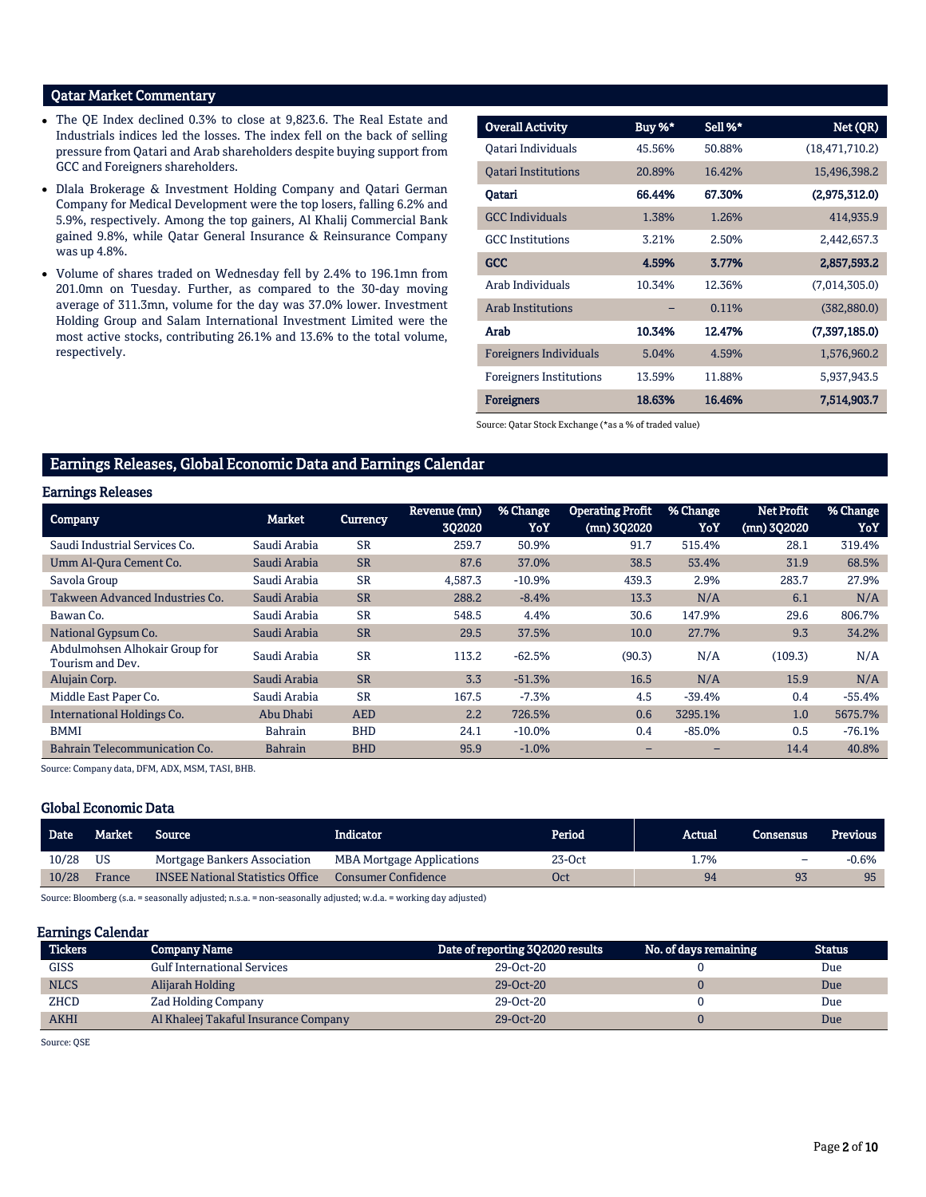## Qatar Market Commentary

- The QE Index declined 0.3% to close at 9,823.6. The Real Estate and Industrials indices led the losses. The index fell on the back of selling pressure from Qatari and Arab shareholders despite buying support from GCC and Foreigners shareholders.
- Dlala Brokerage & Investment Holding Company and Qatari German Company for Medical Development were the top losers, falling 6.2% and 5.9%, respectively. Among the top gainers, Al Khalij Commercial Bank gained 9.8%, while Qatar General Insurance & Reinsurance Company was up 4.8%.
- Volume of shares traded on Wednesday fell by 2.4% to 196.1mn from 201.0mn on Tuesday. Further, as compared to the 30-day moving average of 311.3mn, volume for the day was 37.0% lower. Investment Holding Group and Salam International Investment Limited were the most active stocks, contributing 26.1% and 13.6% to the total volume, respectively.

| Overall Activity | Buy %* | Sell %* | Net (QR) |
|---|---|---|---|
| Qatari Individuals | 45.56% | 50.88% | (18,471,710.2) |
| Qatari Institutions | 20.89% | 16.42% | 15,496,398.2 |
| **Qatari** | **66.44%** | **67.30%** | **(2,975,312.0)** |
| GCC Individuals | 1.38% | 1.26% | 414,935.9 |
| GCC Institutions | 3.21% | 2.50% | 2,442,657.3 |
| **GCC** | **4.59%** | **3.77%** | **2,857,593.2** |
| Arab Individuals | 10.34% | 12.36% | (7,014,305.0) |
| Arab Institutions | – | 0.11% | (382,880.0) |
| **Arab** | **10.34%** | **12.47%** | **(7,397,185.0)** |
| Foreigners Individuals | 5.04% | 4.59% | 1,576,960.2 |
| Foreigners Institutions | 13.59% | 11.88% | 5,937,943.5 |
| **Foreigners** | **18.63%** | **16.46%** | **7,514,903.7** |

Source: Qatar Stock Exchange (*as a % of traded value)

## Earnings Releases, Global Economic Data and Earnings Calendar

### Earnings Releases

| Company | Market | Currency | Revenue (mn) 3Q2020 | % Change YoY | Operating Profit (mn) 3Q2020 | % Change YoY | Net Profit (mn) 3Q2020 | % Change YoY |
|---|---|---|---|---|---|---|---|---|
| Saudi Industrial Services Co. | Saudi Arabia | SR | 259.7 | 50.9% | 91.7 | 515.4% | 28.1 | 319.4% |
| Umm Al-Qura Cement Co. | Saudi Arabia | SR | 87.6 | 37.0% | 38.5 | 53.4% | 31.9 | 68.5% |
| Savola Group | Saudi Arabia | SR | 4,587.3 | -10.9% | 439.3 | 2.9% | 283.7 | 27.9% |
| Takween Advanced Industries Co. | Saudi Arabia | SR | 288.2 | -8.4% | 13.3 | N/A | 6.1 | N/A |
| Bawan Co. | Saudi Arabia | SR | 548.5 | 4.4% | 30.6 | 147.9% | 29.6 | 806.7% |
| National Gypsum Co. | Saudi Arabia | SR | 29.5 | 37.5% | 10.0 | 27.7% | 9.3 | 34.2% |
| Abdulmohsen Alhokair Group for Tourism and Dev. | Saudi Arabia | SR | 113.2 | -62.5% | (90.3) | N/A | (109.3) | N/A |
| Alujain Corp. | Saudi Arabia | SR | 3.3 | -51.3% | 16.5 | N/A | 15.9 | N/A |
| Middle East Paper Co. | Saudi Arabia | SR | 167.5 | -7.3% | 4.5 | -39.4% | 0.4 | -55.4% |
| International Holdings Co. | Abu Dhabi | AED | 2.2 | 726.5% | 0.6 | 3295.1% | 1.0 | 5675.7% |
| BMMI | Bahrain | BHD | 24.1 | -10.0% | 0.4 | -85.0% | 0.5 | -76.1% |
| Bahrain Telecommunication Co. | Bahrain | BHD | 95.9 | -1.0% | – | – | 14.4 | 40.8% |

Source: Company data, DFM, ADX, MSM, TASI, BHB.

### Global Economic Data

| Date | Market | Source | Indicator | Period | Actual | Consensus | Previous |
|---|---|---|---|---|---|---|---|
| 10/28 | US | Mortgage Bankers Association | MBA Mortgage Applications | 23-Oct | 1.7% | – | -0.6% |
| 10/28 | France | INSEE National Statistics Office | Consumer Confidence | Oct | 94 | 93 | 95 |

Source: Bloomberg (s.a. = seasonally adjusted; n.s.a. = non-seasonally adjusted; w.d.a. = working day adjusted)

### Earnings Calendar

| Tickers | Company Name | Date of reporting 3Q2020 results | No. of days remaining | Status |
|---|---|---|---|---|
| GISS | Gulf International Services | 29-Oct-20 | 0 | Due |
| NLCS | Alijarah Holding | 29-Oct-20 | 0 | Due |
| ZHCD | Zad Holding Company | 29-Oct-20 | 0 | Due |
| AKHI | Al Khaleej Takaful Insurance Company | 29-Oct-20 | 0 | Due |

Source: QSE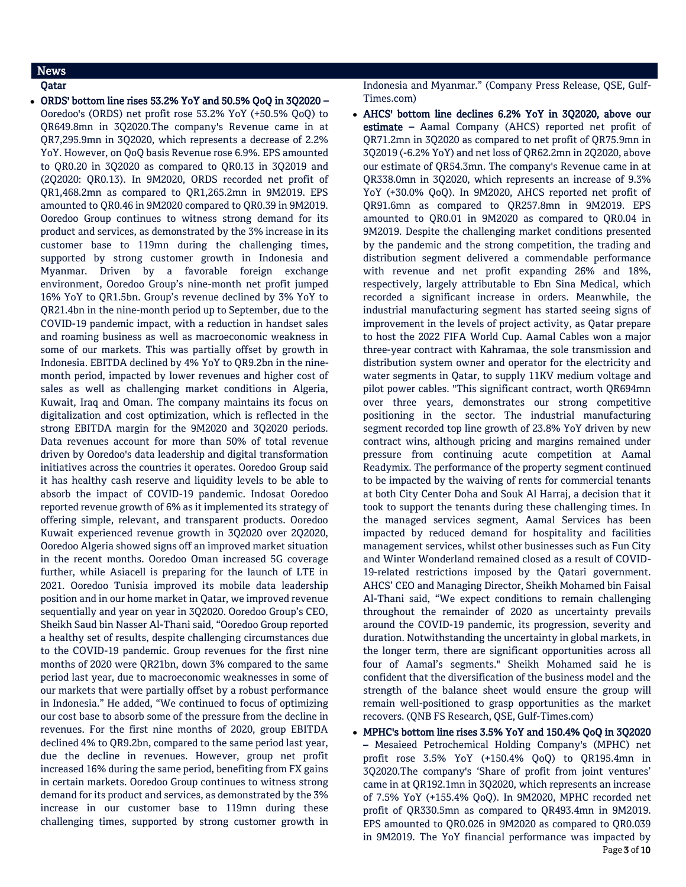## News

### Qatar

- **ORDS' bottom line rises 53.2% YoY and 50.5% QoQ in 3Q2020 –** Ooredoo's (ORDS) net profit rose 53.2% YoY (+50.5% QoQ) to QR649.8mn in 3Q2020.The company's Revenue came in at QR7,295.9mn in 3Q2020, which represents a decrease of 2.2% YoY. However, on QoQ basis Revenue rose 6.9%. EPS amounted to QR0.20 in 3Q2020 as compared to QR0.13 in 3Q2019 and (2Q2020: QR0.13). In 9M2020, ORDS recorded net profit of QR1,468.2mn as compared to QR1,265.2mn in 9M2019. EPS amounted to QR0.46 in 9M2020 compared to QR0.39 in 9M2019. Ooredoo Group continues to witness strong demand for its product and services, as demonstrated by the 3% increase in its customer base to 119mn during the challenging times, supported by strong customer growth in Indonesia and Myanmar. Driven by a favorable foreign exchange environment, Ooredoo Group's nine-month net profit jumped 16% YoY to QR1.5bn. Group's revenue declined by 3% YoY to QR21.4bn in the nine-month period up to September, due to the COVID-19 pandemic impact, with a reduction in handset sales and roaming business as well as macroeconomic weakness in some of our markets. This was partially offset by growth in Indonesia. EBITDA declined by 4% YoY to QR9.2bn in the nine-month period, impacted by lower revenues and higher cost of sales as well as challenging market conditions in Algeria, Kuwait, Iraq and Oman. The company maintains its focus on digitalization and cost optimization, which is reflected in the strong EBITDA margin for the 9M2020 and 3Q2020 periods. Data revenues account for more than 50% of total revenue driven by Ooredoo's data leadership and digital transformation initiatives across the countries it operates. Ooredoo Group said it has healthy cash reserve and liquidity levels to be able to absorb the impact of COVID-19 pandemic. Indosat Ooredoo reported revenue growth of 6% as it implemented its strategy of offering simple, relevant, and transparent products. Ooredoo Kuwait experienced revenue growth in 3Q2020 over 2Q2020, Ooredoo Algeria showed signs off an improved market situation in the recent months. Ooredoo Oman increased 5G coverage further, while Asiacell is preparing for the launch of LTE in 2021. Ooredoo Tunisia improved its mobile data leadership position and in our home market in Qatar, we improved revenue sequentially and year on year in 3Q2020. Ooredoo Group's CEO, Sheikh Saud bin Nasser Al-Thani said, "Ooredoo Group reported a healthy set of results, despite challenging circumstances due to the COVID-19 pandemic. Group revenues for the first nine months of 2020 were QR21bn, down 3% compared to the same period last year, due to macroeconomic weaknesses in some of our markets that were partially offset by a robust performance in Indonesia." He added, "We continued to focus of optimizing our cost base to absorb some of the pressure from the decline in revenues. For the first nine months of 2020, group EBITDA declined 4% to QR9.2bn, compared to the same period last year, due the decline in revenues. However, group net profit increased 16% during the same period, benefiting from FX gains in certain markets. Ooredoo Group continues to witness strong demand for its product and services, as demonstrated by the 3% increase in our customer base to 119mn during these challenging times, supported by strong customer growth in Indonesia and Myanmar." (Company Press Release, QSE, Gulf-Times.com)
- **AHCS' bottom line declines 6.2% YoY in 3Q2020, above our estimate –** Aamal Company (AHCS) reported net profit of QR71.2mn in 3Q2020 as compared to net profit of QR75.9mn in 3Q2019 (-6.2% YoY) and net loss of QR62.2mn in 2Q2020, above our estimate of QR54.3mn. The company's Revenue came in at QR338.0mn in 3Q2020, which represents an increase of 9.3% YoY (+30.0% QoQ). In 9M2020, AHCS reported net profit of QR91.6mn as compared to QR257.8mn in 9M2019. EPS amounted to QR0.01 in 9M2020 as compared to QR0.04 in 9M2019. Despite the challenging market conditions presented by the pandemic and the strong competition, the trading and distribution segment delivered a commendable performance with revenue and net profit expanding 26% and 18%, respectively, largely attributable to Ebn Sina Medical, which recorded a significant increase in orders. Meanwhile, the industrial manufacturing segment has started seeing signs of improvement in the levels of project activity, as Qatar prepare to host the 2022 FIFA World Cup. Aamal Cables won a major three-year contract with Kahramaa, the sole transmission and distribution system owner and operator for the electricity and water segments in Qatar, to supply 11KV medium voltage and pilot power cables. "This significant contract, worth QR694mn over three years, demonstrates our strong competitive positioning in the sector. The industrial manufacturing segment recorded top line growth of 23.8% YoY driven by new contract wins, although pricing and margins remained under pressure from continuing acute competition at Aamal Readymix. The performance of the property segment continued to be impacted by the waiving of rents for commercial tenants at both City Center Doha and Souk Al Harraj, a decision that it took to support the tenants during these challenging times. In the managed services segment, Aamal Services has been impacted by reduced demand for hospitality and facilities management services, whilst other businesses such as Fun City and Winter Wonderland remained closed as a result of COVID-19-related restrictions imposed by the Qatari government. AHCS' CEO and Managing Director, Sheikh Mohamed bin Faisal Al-Thani said, "We expect conditions to remain challenging throughout the remainder of 2020 as uncertainty prevails around the COVID-19 pandemic, its progression, severity and duration. Notwithstanding the uncertainty in global markets, in the longer term, there are significant opportunities across all four of Aamal's segments." Sheikh Mohamed said he is confident that the diversification of the business model and the strength of the balance sheet would ensure the group will remain well-positioned to grasp opportunities as the market recovers. (QNB FS Research, QSE, Gulf-Times.com)
- **MPHC's bottom line rises 3.5% YoY and 150.4% QoQ in 3Q2020 –** Mesaieed Petrochemical Holding Company's (MPHC) net profit rose 3.5% YoY (+150.4% QoQ) to QR195.4mn in 3Q2020.The company's 'Share of profit from joint ventures' came in at QR192.1mn in 3Q2020, which represents an increase of 7.5% YoY (+155.4% QoQ). In 9M2020, MPHC recorded net profit of QR330.5mn as compared to QR493.4mn in 9M2019. EPS amounted to QR0.026 in 9M2020 as compared to QR0.039 in 9M2019. The YoY financial performance was impacted by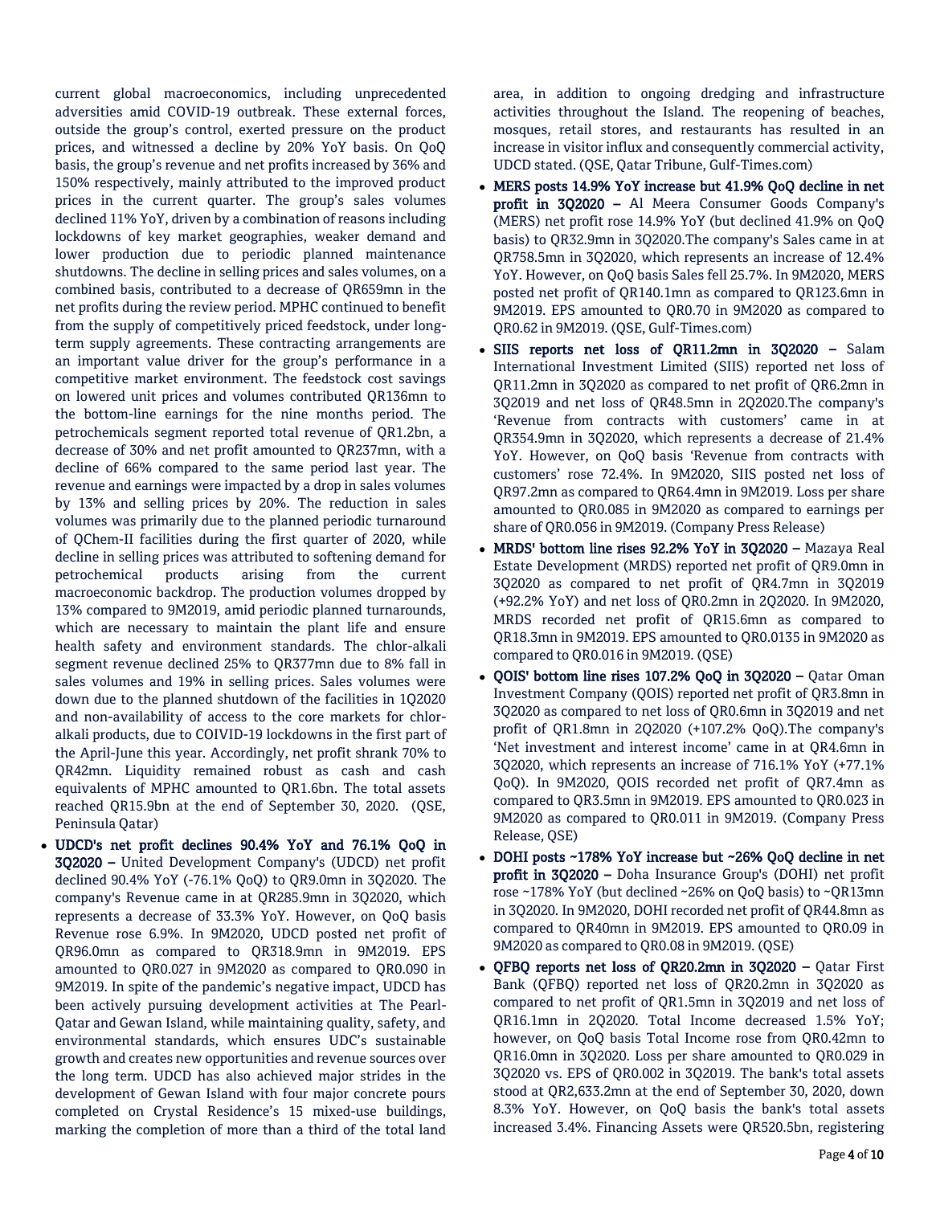current global macroeconomics, including unprecedented adversities amid COVID-19 outbreak. These external forces, outside the group's control, exerted pressure on the product prices, and witnessed a decline by 20% YoY basis. On QoQ basis, the group's revenue and net profits increased by 36% and 150% respectively, mainly attributed to the improved product prices in the current quarter. The group's sales volumes declined 11% YoY, driven by a combination of reasons including lockdowns of key market geographies, weaker demand and lower production due to periodic planned maintenance shutdowns. The decline in selling prices and sales volumes, on a combined basis, contributed to a decrease of QR659mn in the net profits during the review period. MPHC continued to benefit from the supply of competitively priced feedstock, under long-term supply agreements. These contracting arrangements are an important value driver for the group's performance in a competitive market environment. The feedstock cost savings on lowered unit prices and volumes contributed QR136mn to the bottom-line earnings for the nine months period. The petrochemicals segment reported total revenue of QR1.2bn, a decrease of 30% and net profit amounted to QR237mn, with a decline of 66% compared to the same period last year. The revenue and earnings were impacted by a drop in sales volumes by 13% and selling prices by 20%. The reduction in sales volumes was primarily due to the planned periodic turnaround of QChem-II facilities during the first quarter of 2020, while decline in selling prices was attributed to softening demand for petrochemical products arising from the current macroeconomic backdrop. The production volumes dropped by 13% compared to 9M2019, amid periodic planned turnarounds, which are necessary to maintain the plant life and ensure health safety and environment standards. The chlor-alkali segment revenue declined 25% to QR377mn due to 8% fall in sales volumes and 19% in selling prices. Sales volumes were down due to the planned shutdown of the facilities in 1Q2020 and non-availability of access to the core markets for chlor-alkali products, due to COIVID-19 lockdowns in the first part of the April-June this year. Accordingly, net profit shrank 70% to QR42mn. Liquidity remained robust as cash and cash equivalents of MPHC amounted to QR1.6bn. The total assets reached QR15.9bn at the end of September 30, 2020. (QSE, Peninsula Qatar)

- **UDCD's net profit declines 90.4% YoY and 76.1% QoQ in 3Q2020 –** United Development Company's (UDCD) net profit declined 90.4% YoY (-76.1% QoQ) to QR9.0mn in 3Q2020. The company's Revenue came in at QR285.9mn in 3Q2020, which represents a decrease of 33.3% YoY. However, on QoQ basis Revenue rose 6.9%. In 9M2020, UDCD posted net profit of QR96.0mn as compared to QR318.9mn in 9M2019. EPS amounted to QR0.027 in 9M2020 as compared to QR0.090 in 9M2019. In spite of the pandemic's negative impact, UDCD has been actively pursuing development activities at The Pearl-Qatar and Gewan Island, while maintaining quality, safety, and environmental standards, which ensures UDC's sustainable growth and creates new opportunities and revenue sources over the long term. UDCD has also achieved major strides in the development of Gewan Island with four major concrete pours completed on Crystal Residence's 15 mixed-use buildings, marking the completion of more than a third of the total land area, in addition to ongoing dredging and infrastructure activities throughout the Island. The reopening of beaches, mosques, retail stores, and restaurants has resulted in an increase in visitor influx and consequently commercial activity, UDCD stated. (QSE, Qatar Tribune, Gulf-Times.com)
- **MERS posts 14.9% YoY increase but 41.9% QoQ decline in net profit in 3Q2020 –** Al Meera Consumer Goods Company's (MERS) net profit rose 14.9% YoY (but declined 41.9% on QoQ basis) to QR32.9mn in 3Q2020.The company's Sales came in at QR758.5mn in 3Q2020, which represents an increase of 12.4% YoY. However, on QoQ basis Sales fell 25.7%. In 9M2020, MERS posted net profit of QR140.1mn as compared to QR123.6mn in 9M2019. EPS amounted to QR0.70 in 9M2020 as compared to QR0.62 in 9M2019. (QSE, Gulf-Times.com)
- **SIIS reports net loss of QR11.2mn in 3Q2020 –** Salam International Investment Limited (SIIS) reported net loss of QR11.2mn in 3Q2020 as compared to net profit of QR6.2mn in 3Q2019 and net loss of QR48.5mn in 2Q2020.The company's 'Revenue from contracts with customers' came in at QR354.9mn in 3Q2020, which represents a decrease of 21.4% YoY. However, on QoQ basis 'Revenue from contracts with customers' rose 72.4%. In 9M2020, SIIS posted net loss of QR97.2mn as compared to QR64.4mn in 9M2019. Loss per share amounted to QR0.085 in 9M2020 as compared to earnings per share of QR0.056 in 9M2019. (Company Press Release)
- **MRDS' bottom line rises 92.2% YoY in 3Q2020 –** Mazaya Real Estate Development (MRDS) reported net profit of QR9.0mn in 3Q2020 as compared to net profit of QR4.7mn in 3Q2019 (+92.2% YoY) and net loss of QR0.2mn in 2Q2020. In 9M2020, MRDS recorded net profit of QR15.6mn as compared to QR18.3mn in 9M2019. EPS amounted to QR0.0135 in 9M2020 as compared to QR0.016 in 9M2019. (QSE)
- **QOIS' bottom line rises 107.2% QoQ in 3Q2020 –** Qatar Oman Investment Company (QOIS) reported net profit of QR3.8mn in 3Q2020 as compared to net loss of QR0.6mn in 3Q2019 and net profit of QR1.8mn in 2Q2020 (+107.2% QoQ).The company's 'Net investment and interest income' came in at QR4.6mn in 3Q2020, which represents an increase of 716.1% YoY (+77.1% QoQ). In 9M2020, QOIS recorded net profit of QR7.4mn as compared to QR3.5mn in 9M2019. EPS amounted to QR0.023 in 9M2020 as compared to QR0.011 in 9M2019. (Company Press Release, QSE)
- **DOHI posts ~178% YoY increase but ~26% QoQ decline in net profit in 3Q2020 –** Doha Insurance Group's (DOHI) net profit rose ~178% YoY (but declined ~26% on QoQ basis) to ~QR13mn in 3Q2020. In 9M2020, DOHI recorded net profit of QR44.8mn as compared to QR40mn in 9M2019. EPS amounted to QR0.09 in 9M2020 as compared to QR0.08 in 9M2019. (QSE)
- **QFBQ reports net loss of QR20.2mn in 3Q2020 –** Qatar First Bank (QFBQ) reported net loss of QR20.2mn in 3Q2020 as compared to net profit of QR1.5mn in 3Q2019 and net loss of QR16.1mn in 2Q2020. Total Income decreased 1.5% YoY; however, on QoQ basis Total Income rose from QR0.42mn to QR16.0mn in 3Q2020. Loss per share amounted to QR0.029 in 3Q2020 vs. EPS of QR0.002 in 3Q2019. The bank's total assets stood at QR2,633.2mn at the end of September 30, 2020, down 8.3% YoY. However, on QoQ basis the bank's total assets increased 3.4%. Financing Assets were QR520.5bn, registering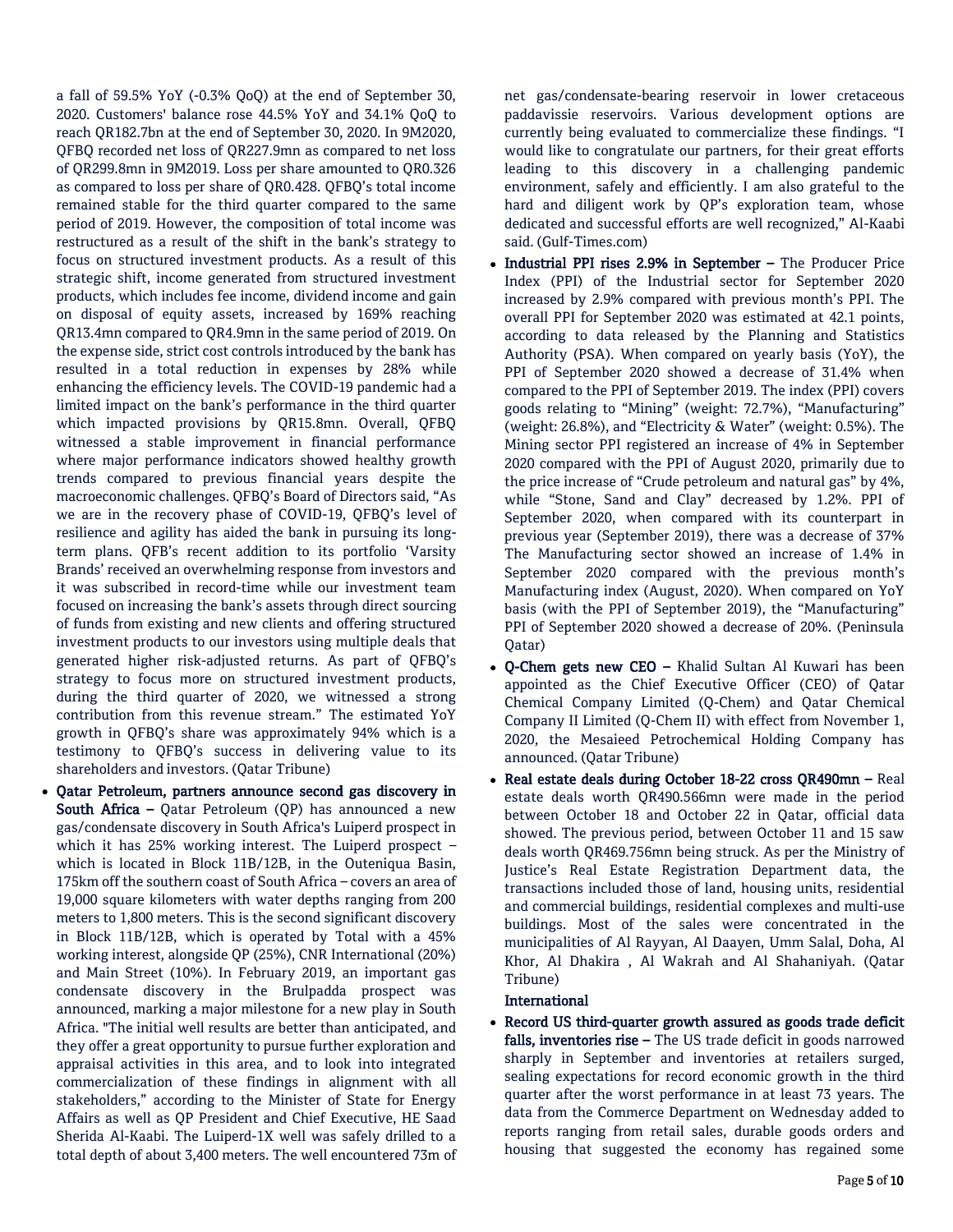a fall of 59.5% YoY (-0.3% QoQ) at the end of September 30, 2020. Customers' balance rose 44.5% YoY and 34.1% QoQ to reach QR182.7bn at the end of September 30, 2020. In 9M2020, QFBQ recorded net loss of QR227.9mn as compared to net loss of QR299.8mn in 9M2019. Loss per share amounted to QR0.326 as compared to loss per share of QR0.428. QFBQ's total income remained stable for the third quarter compared to the same period of 2019. However, the composition of total income was restructured as a result of the shift in the bank's strategy to focus on structured investment products. As a result of this strategic shift, income generated from structured investment products, which includes fee income, dividend income and gain on disposal of equity assets, increased by 169% reaching QR13.4mn compared to QR4.9mn in the same period of 2019. On the expense side, strict cost controls introduced by the bank has resulted in a total reduction in expenses by 28% while enhancing the efficiency levels. The COVID-19 pandemic had a limited impact on the bank's performance in the third quarter which impacted provisions by QR15.8mn. Overall, QFBQ witnessed a stable improvement in financial performance where major performance indicators showed healthy growth trends compared to previous financial years despite the macroeconomic challenges. QFBQ's Board of Directors said, "As we are in the recovery phase of COVID-19, QFBQ's level of resilience and agility has aided the bank in pursuing its long-term plans. QFB's recent addition to its portfolio 'Varsity Brands' received an overwhelming response from investors and it was subscribed in record-time while our investment team focused on increasing the bank's assets through direct sourcing of funds from existing and new clients and offering structured investment products to our investors using multiple deals that generated higher risk-adjusted returns. As part of QFBQ's strategy to focus more on structured investment products, during the third quarter of 2020, we witnessed a strong contribution from this revenue stream." The estimated YoY growth in QFBQ's share was approximately 94% which is a testimony to QFBQ's success in delivering value to its shareholders and investors. (Qatar Tribune)

- **Qatar Petroleum, partners announce second gas discovery in South Africa –** Qatar Petroleum (QP) has announced a new gas/condensate discovery in South Africa's Luiperd prospect in which it has 25% working interest. The Luiperd prospect – which is located in Block 11B/12B, in the Outeniqua Basin, 175km off the southern coast of South Africa – covers an area of 19,000 square kilometers with water depths ranging from 200 meters to 1,800 meters. This is the second significant discovery in Block 11B/12B, which is operated by Total with a 45% working interest, alongside QP (25%), CNR International (20%) and Main Street (10%). In February 2019, an important gas condensate discovery in the Brulpadda prospect was announced, marking a major milestone for a new play in South Africa. "The initial well results are better than anticipated, and they offer a great opportunity to pursue further exploration and appraisal activities in this area, and to look into integrated commercialization of these findings in alignment with all stakeholders," according to the Minister of State for Energy Affairs as well as QP President and Chief Executive, HE Saad Sherida Al-Kaabi. The Luiperd-1X well was safely drilled to a total depth of about 3,400 meters. The well encountered 73m of net gas/condensate-bearing reservoir in lower cretaceous paddavissie reservoirs. Various development options are currently being evaluated to commercialize these findings. "I would like to congratulate our partners, for their great efforts leading to this discovery in a challenging pandemic environment, safely and efficiently. I am also grateful to the hard and diligent work by QP's exploration team, whose dedicated and successful efforts are well recognized," Al-Kaabi said. (Gulf-Times.com)
- **Industrial PPI rises 2.9% in September –** The Producer Price Index (PPI) of the Industrial sector for September 2020 increased by 2.9% compared with previous month's PPI. The overall PPI for September 2020 was estimated at 42.1 points, according to data released by the Planning and Statistics Authority (PSA). When compared on yearly basis (YoY), the PPI of September 2020 showed a decrease of 31.4% when compared to the PPI of September 2019. The index (PPI) covers goods relating to "Mining" (weight: 72.7%), "Manufacturing" (weight: 26.8%), and "Electricity & Water" (weight: 0.5%). The Mining sector PPI registered an increase of 4% in September 2020 compared with the PPI of August 2020, primarily due to the price increase of "Crude petroleum and natural gas" by 4%, while "Stone, Sand and Clay" decreased by 1.2%. PPI of September 2020, when compared with its counterpart in previous year (September 2019), there was a decrease of 37% The Manufacturing sector showed an increase of 1.4% in September 2020 compared with the previous month's Manufacturing index (August, 2020). When compared on YoY basis (with the PPI of September 2019), the "Manufacturing" PPI of September 2020 showed a decrease of 20%. (Peninsula Qatar)
- **Q-Chem gets new CEO –** Khalid Sultan Al Kuwari has been appointed as the Chief Executive Officer (CEO) of Qatar Chemical Company Limited (Q-Chem) and Qatar Chemical Company II Limited (Q-Chem II) with effect from November 1, 2020, the Mesaieed Petrochemical Holding Company has announced. (Qatar Tribune)
- **Real estate deals during October 18-22 cross QR490mn –** Real estate deals worth QR490.566mn were made in the period between October 18 and October 22 in Qatar, official data showed. The previous period, between October 11 and 15 saw deals worth QR469.756mn being struck. As per the Ministry of Justice's Real Estate Registration Department data, the transactions included those of land, housing units, residential and commercial buildings, residential complexes and multi-use buildings. Most of the sales were concentrated in the municipalities of Al Rayyan, Al Daayen, Umm Salal, Doha, Al Khor, Al Dhakira , Al Wakrah and Al Shahaniyah. (Qatar Tribune)

**International**

- **Record US third-quarter growth assured as goods trade deficit falls, inventories rise –** The US trade deficit in goods narrowed sharply in September and inventories at retailers surged, sealing expectations for record economic growth in the third quarter after the worst performance in at least 73 years. The data from the Commerce Department on Wednesday added to reports ranging from retail sales, durable goods orders and housing that suggested the economy has regained some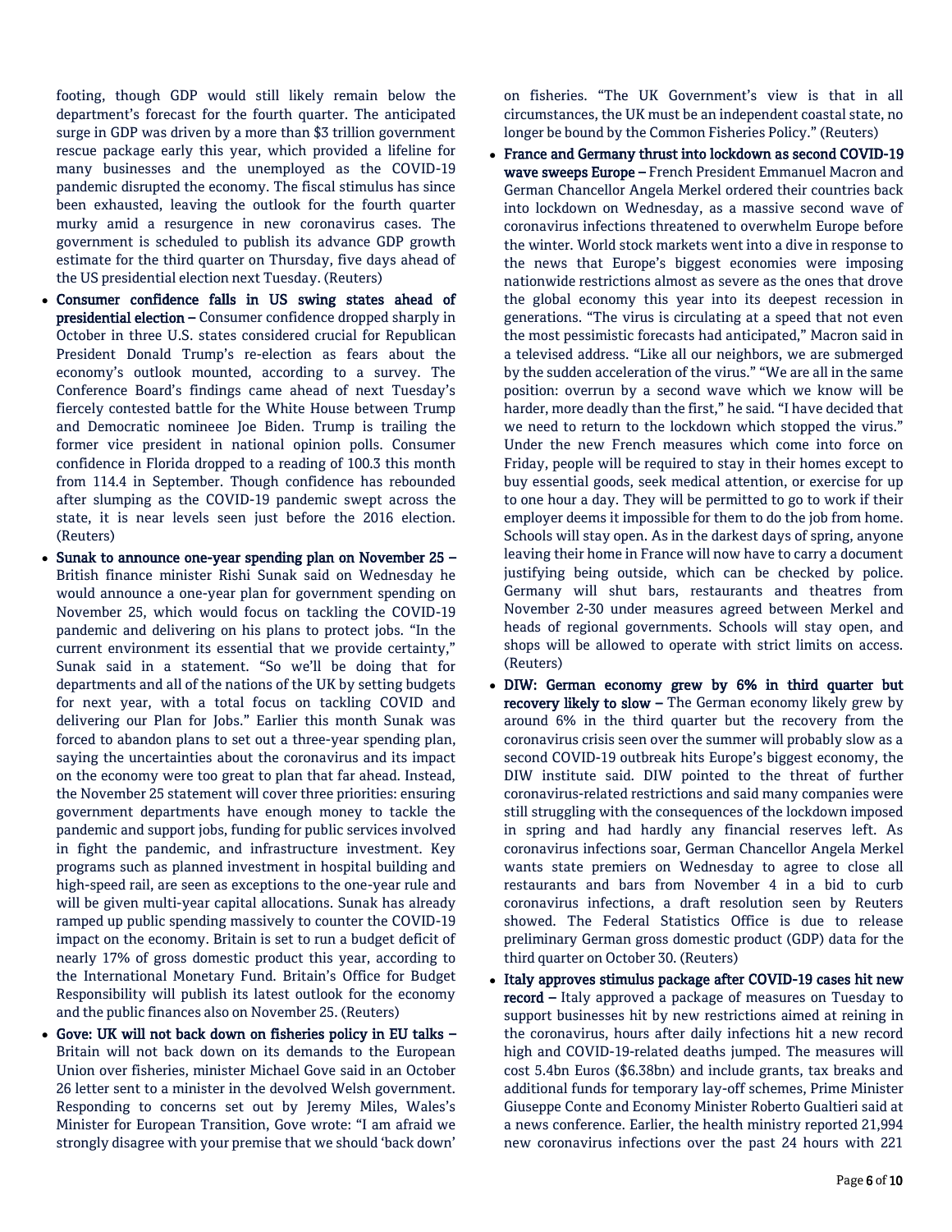footing, though GDP would still likely remain below the department's forecast for the fourth quarter. The anticipated surge in GDP was driven by a more than $3 trillion government rescue package early this year, which provided a lifeline for many businesses and the unemployed as the COVID-19 pandemic disrupted the economy. The fiscal stimulus has since been exhausted, leaving the outlook for the fourth quarter murky amid a resurgence in new coronavirus cases. The government is scheduled to publish its advance GDP growth estimate for the third quarter on Thursday, five days ahead of the US presidential election next Tuesday. (Reuters)

- **Consumer confidence falls in US swing states ahead of presidential election –** Consumer confidence dropped sharply in October in three U.S. states considered crucial for Republican President Donald Trump's re-election as fears about the economy's outlook mounted, according to a survey. The Conference Board's findings came ahead of next Tuesday's fiercely contested battle for the White House between Trump and Democratic nomineee Joe Biden. Trump is trailing the former vice president in national opinion polls. Consumer confidence in Florida dropped to a reading of 100.3 this month from 114.4 in September. Though confidence has rebounded after slumping as the COVID-19 pandemic swept across the state, it is near levels seen just before the 2016 election. (Reuters)
- **Sunak to announce one-year spending plan on November 25 –** British finance minister Rishi Sunak said on Wednesday he would announce a one-year plan for government spending on November 25, which would focus on tackling the COVID-19 pandemic and delivering on his plans to protect jobs. "In the current environment its essential that we provide certainty," Sunak said in a statement. "So we'll be doing that for departments and all of the nations of the UK by setting budgets for next year, with a total focus on tackling COVID and delivering our Plan for Jobs." Earlier this month Sunak was forced to abandon plans to set out a three-year spending plan, saying the uncertainties about the coronavirus and its impact on the economy were too great to plan that far ahead. Instead, the November 25 statement will cover three priorities: ensuring government departments have enough money to tackle the pandemic and support jobs, funding for public services involved in fight the pandemic, and infrastructure investment. Key programs such as planned investment in hospital building and high-speed rail, are seen as exceptions to the one-year rule and will be given multi-year capital allocations. Sunak has already ramped up public spending massively to counter the COVID-19 impact on the economy. Britain is set to run a budget deficit of nearly 17% of gross domestic product this year, according to the International Monetary Fund. Britain's Office for Budget Responsibility will publish its latest outlook for the economy and the public finances also on November 25. (Reuters)
- **Gove: UK will not back down on fisheries policy in EU talks –** Britain will not back down on its demands to the European Union over fisheries, minister Michael Gove said in an October 26 letter sent to a minister in the devolved Welsh government. Responding to concerns set out by Jeremy Miles, Wales's Minister for European Transition, Gove wrote: "I am afraid we strongly disagree with your premise that we should 'back down' on fisheries. "The UK Government's view is that in all circumstances, the UK must be an independent coastal state, no longer be bound by the Common Fisheries Policy." (Reuters)
- **France and Germany thrust into lockdown as second COVID-19 wave sweeps Europe –** French President Emmanuel Macron and German Chancellor Angela Merkel ordered their countries back into lockdown on Wednesday, as a massive second wave of coronavirus infections threatened to overwhelm Europe before the winter. World stock markets went into a dive in response to the news that Europe's biggest economies were imposing nationwide restrictions almost as severe as the ones that drove the global economy this year into its deepest recession in generations. "The virus is circulating at a speed that not even the most pessimistic forecasts had anticipated," Macron said in a televised address. "Like all our neighbors, we are submerged by the sudden acceleration of the virus." "We are all in the same position: overrun by a second wave which we know will be harder, more deadly than the first," he said. "I have decided that we need to return to the lockdown which stopped the virus." Under the new French measures which come into force on Friday, people will be required to stay in their homes except to buy essential goods, seek medical attention, or exercise for up to one hour a day. They will be permitted to go to work if their employer deems it impossible for them to do the job from home. Schools will stay open. As in the darkest days of spring, anyone leaving their home in France will now have to carry a document justifying being outside, which can be checked by police. Germany will shut bars, restaurants and theatres from November 2-30 under measures agreed between Merkel and heads of regional governments. Schools will stay open, and shops will be allowed to operate with strict limits on access. (Reuters)
- **DIW: German economy grew by 6% in third quarter but recovery likely to slow –** The German economy likely grew by around 6% in the third quarter but the recovery from the coronavirus crisis seen over the summer will probably slow as a second COVID-19 outbreak hits Europe's biggest economy, the DIW institute said. DIW pointed to the threat of further coronavirus-related restrictions and said many companies were still struggling with the consequences of the lockdown imposed in spring and had hardly any financial reserves left. As coronavirus infections soar, German Chancellor Angela Merkel wants state premiers on Wednesday to agree to close all restaurants and bars from November 4 in a bid to curb coronavirus infections, a draft resolution seen by Reuters showed. The Federal Statistics Office is due to release preliminary German gross domestic product (GDP) data for the third quarter on October 30. (Reuters)
- **Italy approves stimulus package after COVID-19 cases hit new record –** Italy approved a package of measures on Tuesday to support businesses hit by new restrictions aimed at reining in the coronavirus, hours after daily infections hit a new record high and COVID-19-related deaths jumped. The measures will cost 5.4bn Euros ($6.38bn) and include grants, tax breaks and additional funds for temporary lay-off schemes, Prime Minister Giuseppe Conte and Economy Minister Roberto Gualtieri said at a news conference. Earlier, the health ministry reported 21,994 new coronavirus infections over the past 24 hours with 221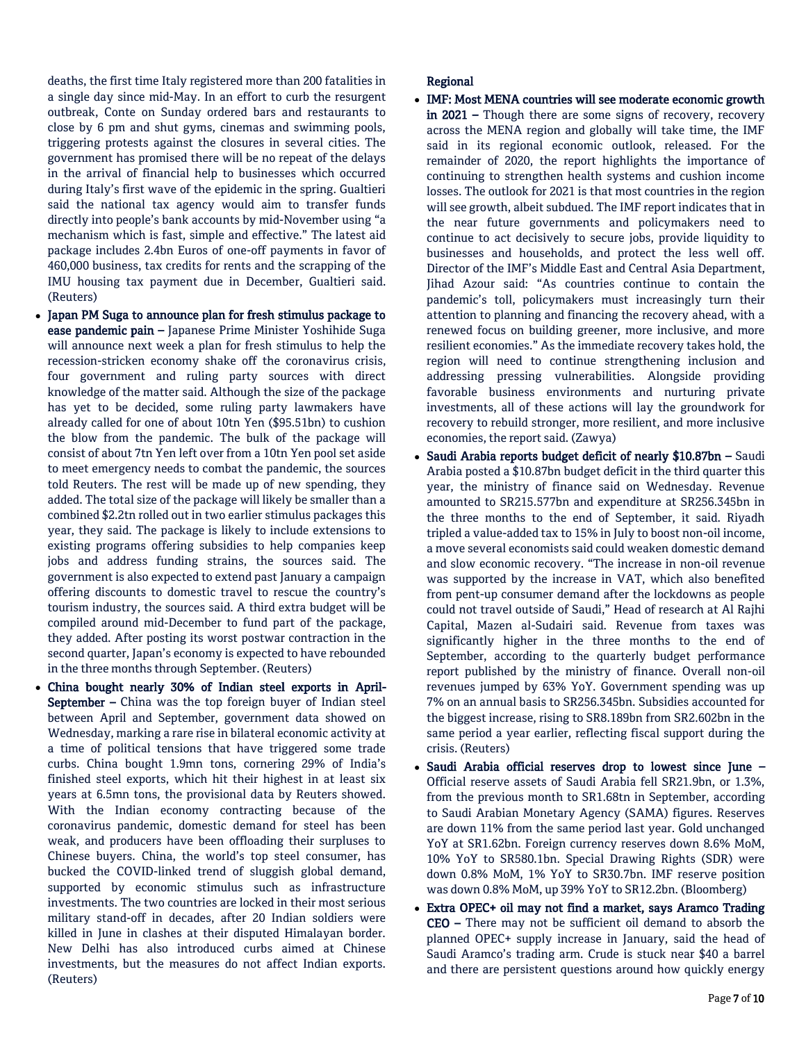deaths, the first time Italy registered more than 200 fatalities in a single day since mid-May. In an effort to curb the resurgent outbreak, Conte on Sunday ordered bars and restaurants to close by 6 pm and shut gyms, cinemas and swimming pools, triggering protests against the closures in several cities. The government has promised there will be no repeat of the delays in the arrival of financial help to businesses which occurred during Italy's first wave of the epidemic in the spring. Gualtieri said the national tax agency would aim to transfer funds directly into people's bank accounts by mid-November using "a mechanism which is fast, simple and effective." The latest aid package includes 2.4bn Euros of one-off payments in favor of 460,000 business, tax credits for rents and the scrapping of the IMU housing tax payment due in December, Gualtieri said. (Reuters)

- **Japan PM Suga to announce plan for fresh stimulus package to ease pandemic pain –** Japanese Prime Minister Yoshihide Suga will announce next week a plan for fresh stimulus to help the recession-stricken economy shake off the coronavirus crisis, four government and ruling party sources with direct knowledge of the matter said. Although the size of the package has yet to be decided, some ruling party lawmakers have already called for one of about 10tn Yen ($95.51bn) to cushion the blow from the pandemic. The bulk of the package will consist of about 7tn Yen left over from a 10tn Yen pool set aside to meet emergency needs to combat the pandemic, the sources told Reuters. The rest will be made up of new spending, they added. The total size of the package will likely be smaller than a combined $2.2tn rolled out in two earlier stimulus packages this year, they said. The package is likely to include extensions to existing programs offering subsidies to help companies keep jobs and address funding strains, the sources said. The government is also expected to extend past January a campaign offering discounts to domestic travel to rescue the country's tourism industry, the sources said. A third extra budget will be compiled around mid-December to fund part of the package, they added. After posting its worst postwar contraction in the second quarter, Japan's economy is expected to have rebounded in the three months through September. (Reuters)
- **China bought nearly 30% of Indian steel exports in April-September –** China was the top foreign buyer of Indian steel between April and September, government data showed on Wednesday, marking a rare rise in bilateral economic activity at a time of political tensions that have triggered some trade curbs. China bought 1.9mn tons, cornering 29% of India's finished steel exports, which hit their highest in at least six years at 6.5mn tons, the provisional data by Reuters showed. With the Indian economy contracting because of the coronavirus pandemic, domestic demand for steel has been weak, and producers have been offloading their surpluses to Chinese buyers. China, the world's top steel consumer, has bucked the COVID-linked trend of sluggish global demand, supported by economic stimulus such as infrastructure investments. The two countries are locked in their most serious military stand-off in decades, after 20 Indian soldiers were killed in June in clashes at their disputed Himalayan border. New Delhi has also introduced curbs aimed at Chinese investments, but the measures do not affect Indian exports. (Reuters)

**Regional**

- **IMF: Most MENA countries will see moderate economic growth in 2021 –** Though there are some signs of recovery, recovery across the MENA region and globally will take time, the IMF said in its regional economic outlook, released. For the remainder of 2020, the report highlights the importance of continuing to strengthen health systems and cushion income losses. The outlook for 2021 is that most countries in the region will see growth, albeit subdued. The IMF report indicates that in the near future governments and policymakers need to continue to act decisively to secure jobs, provide liquidity to businesses and households, and protect the less well off. Director of the IMF's Middle East and Central Asia Department, Jihad Azour said: "As countries continue to contain the pandemic's toll, policymakers must increasingly turn their attention to planning and financing the recovery ahead, with a renewed focus on building greener, more inclusive, and more resilient economies." As the immediate recovery takes hold, the region will need to continue strengthening inclusion and addressing pressing vulnerabilities. Alongside providing favorable business environments and nurturing private investments, all of these actions will lay the groundwork for recovery to rebuild stronger, more resilient, and more inclusive economies, the report said. (Zawya)
- **Saudi Arabia reports budget deficit of nearly $10.87bn –** Saudi Arabia posted a $10.87bn budget deficit in the third quarter this year, the ministry of finance said on Wednesday. Revenue amounted to SR215.577bn and expenditure at SR256.345bn in the three months to the end of September, it said. Riyadh tripled a value-added tax to 15% in July to boost non-oil income, a move several economists said could weaken domestic demand and slow economic recovery. "The increase in non-oil revenue was supported by the increase in VAT, which also benefited from pent-up consumer demand after the lockdowns as people could not travel outside of Saudi," Head of research at Al Rajhi Capital, Mazen al-Sudairi said. Revenue from taxes was significantly higher in the three months to the end of September, according to the quarterly budget performance report published by the ministry of finance. Overall non-oil revenues jumped by 63% YoY. Government spending was up 7% on an annual basis to SR256.345bn. Subsidies accounted for the biggest increase, rising to SR8.189bn from SR2.602bn in the same period a year earlier, reflecting fiscal support during the crisis. (Reuters)
- **Saudi Arabia official reserves drop to lowest since June –** Official reserve assets of Saudi Arabia fell SR21.9bn, or 1.3%, from the previous month to SR1.68tn in September, according to Saudi Arabian Monetary Agency (SAMA) figures. Reserves are down 11% from the same period last year. Gold unchanged YoY at SR1.62bn. Foreign currency reserves down 8.6% MoM, 10% YoY to SR580.1bn. Special Drawing Rights (SDR) were down 0.8% MoM, 1% YoY to SR30.7bn. IMF reserve position was down 0.8% MoM, up 39% YoY to SR12.2bn. (Bloomberg)
- **Extra OPEC+ oil may not find a market, says Aramco Trading CEO –** There may not be sufficient oil demand to absorb the planned OPEC+ supply increase in January, said the head of Saudi Aramco's trading arm. Crude is stuck near $40 a barrel and there are persistent questions around how quickly energy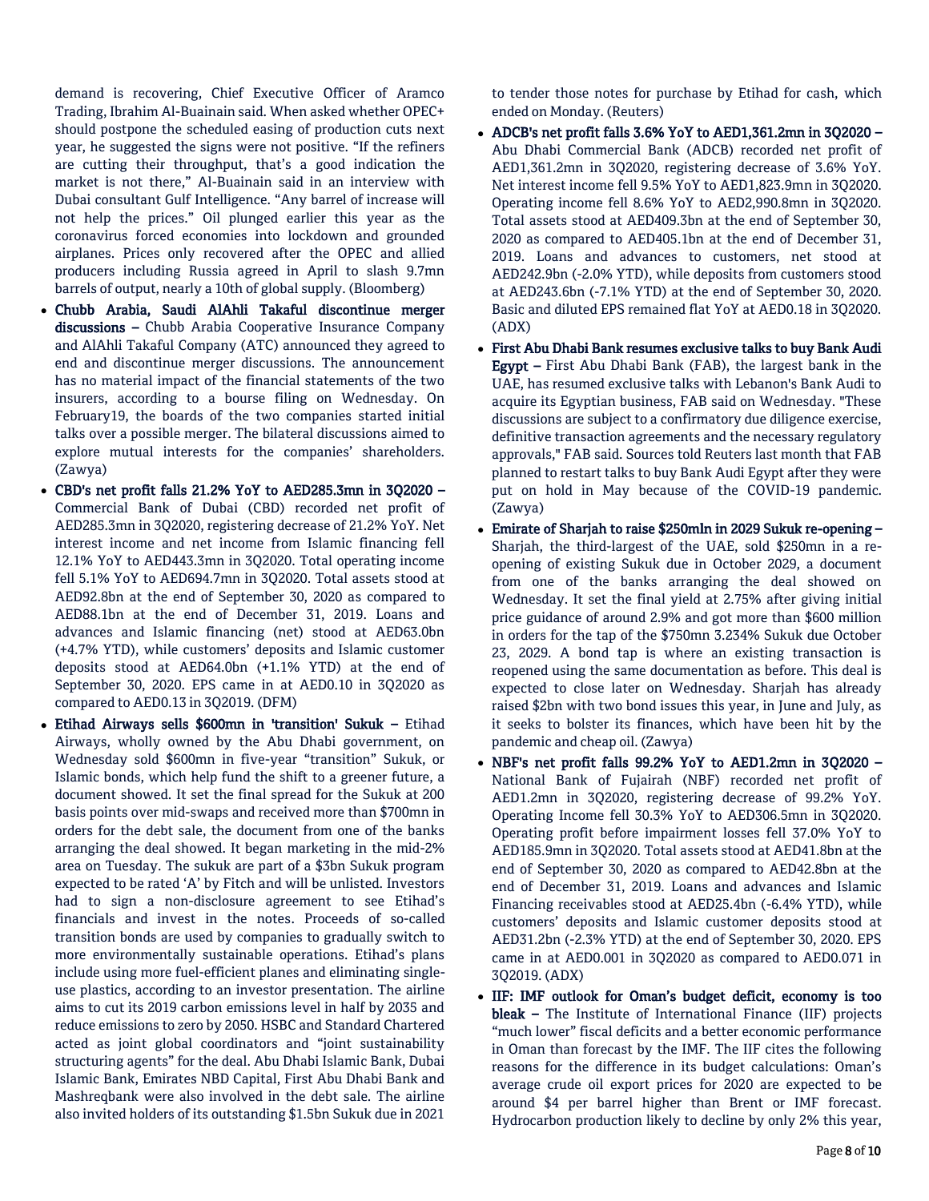demand is recovering, Chief Executive Officer of Aramco Trading, Ibrahim Al-Buainain said. When asked whether OPEC+ should postpone the scheduled easing of production cuts next year, he suggested the signs were not positive. "If the refiners are cutting their throughput, that's a good indication the market is not there," Al-Buainain said in an interview with Dubai consultant Gulf Intelligence. "Any barrel of increase will not help the prices." Oil plunged earlier this year as the coronavirus forced economies into lockdown and grounded airplanes. Prices only recovered after the OPEC and allied producers including Russia agreed in April to slash 9.7mn barrels of output, nearly a 10th of global supply. (Bloomberg)

- **Chubb Arabia, Saudi AlAhli Takaful discontinue merger discussions –** Chubb Arabia Cooperative Insurance Company and AlAhli Takaful Company (ATC) announced they agreed to end and discontinue merger discussions. The announcement has no material impact of the financial statements of the two insurers, according to a bourse filing on Wednesday. On February19, the boards of the two companies started initial talks over a possible merger. The bilateral discussions aimed to explore mutual interests for the companies' shareholders. (Zawya)
- **CBD's net profit falls 21.2% YoY to AED285.3mn in 3Q2020 –** Commercial Bank of Dubai (CBD) recorded net profit of AED285.3mn in 3Q2020, registering decrease of 21.2% YoY. Net interest income and net income from Islamic financing fell 12.1% YoY to AED443.3mn in 3Q2020. Total operating income fell 5.1% YoY to AED694.7mn in 3Q2020. Total assets stood at AED92.8bn at the end of September 30, 2020 as compared to AED88.1bn at the end of December 31, 2019. Loans and advances and Islamic financing (net) stood at AED63.0bn (+4.7% YTD), while customers' deposits and Islamic customer deposits stood at AED64.0bn (+1.1% YTD) at the end of September 30, 2020. EPS came in at AED0.10 in 3Q2020 as compared to AED0.13 in 3Q2019. (DFM)
- **Etihad Airways sells $600mn in 'transition' Sukuk –** Etihad Airways, wholly owned by the Abu Dhabi government, on Wednesday sold $600mn in five-year "transition" Sukuk, or Islamic bonds, which help fund the shift to a greener future, a document showed. It set the final spread for the Sukuk at 200 basis points over mid-swaps and received more than $700mn in orders for the debt sale, the document from one of the banks arranging the deal showed. It began marketing in the mid-2% area on Tuesday. The sukuk are part of a $3bn Sukuk program expected to be rated 'A' by Fitch and will be unlisted. Investors had to sign a non-disclosure agreement to see Etihad's financials and invest in the notes. Proceeds of so-called transition bonds are used by companies to gradually switch to more environmentally sustainable operations. Etihad's plans include using more fuel-efficient planes and eliminating single-use plastics, according to an investor presentation. The airline aims to cut its 2019 carbon emissions level in half by 2035 and reduce emissions to zero by 2050. HSBC and Standard Chartered acted as joint global coordinators and "joint sustainability structuring agents" for the deal. Abu Dhabi Islamic Bank, Dubai Islamic Bank, Emirates NBD Capital, First Abu Dhabi Bank and Mashreqbank were also involved in the debt sale. The airline also invited holders of its outstanding $1.5bn Sukuk due in 2021 to tender those notes for purchase by Etihad for cash, which ended on Monday. (Reuters)
- **ADCB's net profit falls 3.6% YoY to AED1,361.2mn in 3Q2020 –** Abu Dhabi Commercial Bank (ADCB) recorded net profit of AED1,361.2mn in 3Q2020, registering decrease of 3.6% YoY. Net interest income fell 9.5% YoY to AED1,823.9mn in 3Q2020. Operating income fell 8.6% YoY to AED2,990.8mn in 3Q2020. Total assets stood at AED409.3bn at the end of September 30, 2020 as compared to AED405.1bn at the end of December 31, 2019. Loans and advances to customers, net stood at AED242.9bn (-2.0% YTD), while deposits from customers stood at AED243.6bn (-7.1% YTD) at the end of September 30, 2020. Basic and diluted EPS remained flat YoY at AED0.18 in 3Q2020. (ADX)
- **First Abu Dhabi Bank resumes exclusive talks to buy Bank Audi Egypt –** First Abu Dhabi Bank (FAB), the largest bank in the UAE, has resumed exclusive talks with Lebanon's Bank Audi to acquire its Egyptian business, FAB said on Wednesday. "These discussions are subject to a confirmatory due diligence exercise, definitive transaction agreements and the necessary regulatory approvals," FAB said. Sources told Reuters last month that FAB planned to restart talks to buy Bank Audi Egypt after they were put on hold in May because of the COVID-19 pandemic. (Zawya)
- **Emirate of Sharjah to raise $250mln in 2029 Sukuk re-opening –** Sharjah, the third-largest of the UAE, sold $250mn in a re-opening of existing Sukuk due in October 2029, a document from one of the banks arranging the deal showed on Wednesday. It set the final yield at 2.75% after giving initial price guidance of around 2.9% and got more than $600 million in orders for the tap of the $750mn 3.234% Sukuk due October 23, 2029. A bond tap is where an existing transaction is reopened using the same documentation as before. This deal is expected to close later on Wednesday. Sharjah has already raised $2bn with two bond issues this year, in June and July, as it seeks to bolster its finances, which have been hit by the pandemic and cheap oil. (Zawya)
- **NBF's net profit falls 99.2% YoY to AED1.2mn in 3Q2020 –** National Bank of Fujairah (NBF) recorded net profit of AED1.2mn in 3Q2020, registering decrease of 99.2% YoY. Operating Income fell 30.3% YoY to AED306.5mn in 3Q2020. Operating profit before impairment losses fell 37.0% YoY to AED185.9mn in 3Q2020. Total assets stood at AED41.8bn at the end of September 30, 2020 as compared to AED42.8bn at the end of December 31, 2019. Loans and advances and Islamic Financing receivables stood at AED25.4bn (-6.4% YTD), while customers' deposits and Islamic customer deposits stood at AED31.2bn (-2.3% YTD) at the end of September 30, 2020. EPS came in at AED0.001 in 3Q2020 as compared to AED0.071 in 3Q2019. (ADX)
- **IIF: IMF outlook for Oman's budget deficit, economy is too bleak –** The Institute of International Finance (IIF) projects "much lower" fiscal deficits and a better economic performance in Oman than forecast by the IMF. The IIF cites the following reasons for the difference in its budget calculations: Oman's average crude oil export prices for 2020 are expected to be around $4 per barrel higher than Brent or IMF forecast. Hydrocarbon production likely to decline by only 2% this year,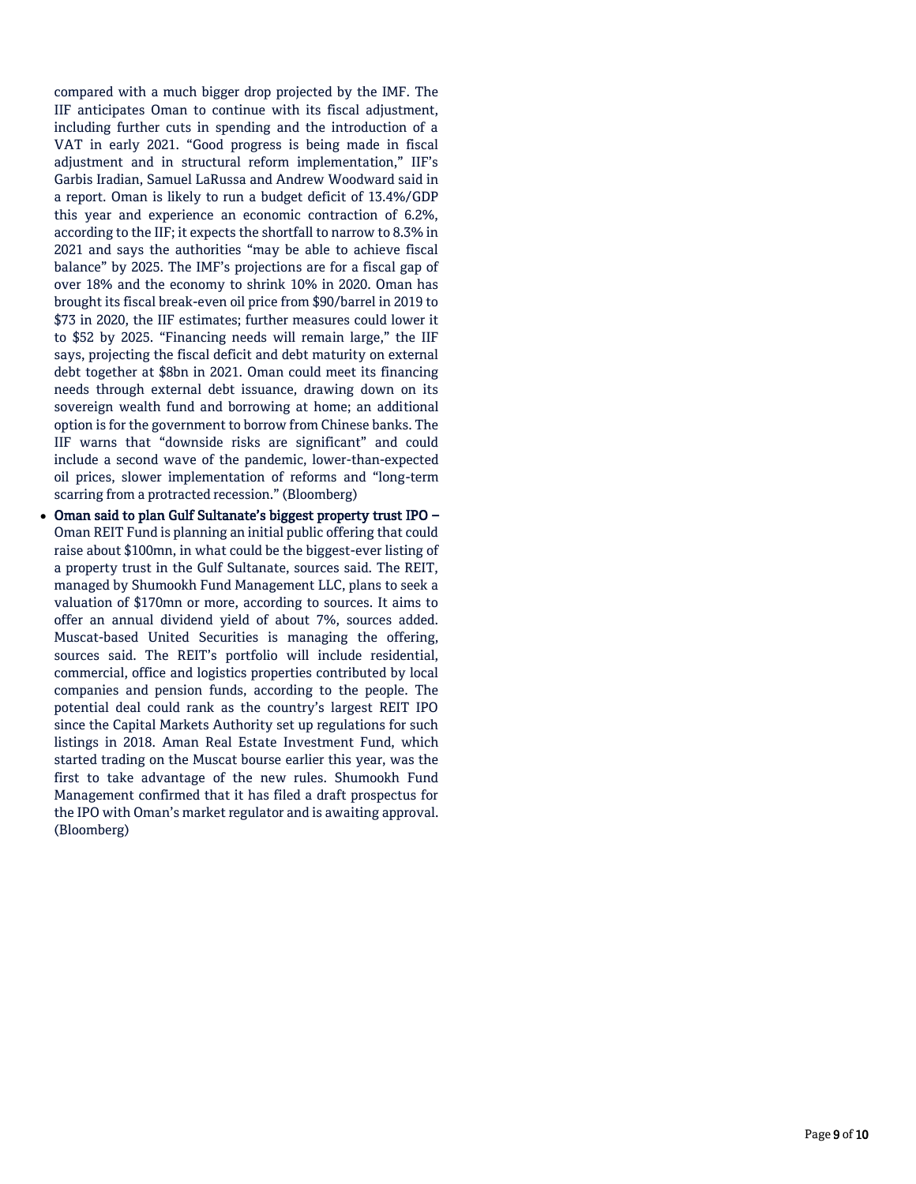compared with a much bigger drop projected by the IMF. The IIF anticipates Oman to continue with its fiscal adjustment, including further cuts in spending and the introduction of a VAT in early 2021. "Good progress is being made in fiscal adjustment and in structural reform implementation," IIF's Garbis Iradian, Samuel LaRussa and Andrew Woodward said in a report. Oman is likely to run a budget deficit of 13.4%/GDP this year and experience an economic contraction of 6.2%, according to the IIF; it expects the shortfall to narrow to 8.3% in 2021 and says the authorities "may be able to achieve fiscal balance" by 2025. The IMF's projections are for a fiscal gap of over 18% and the economy to shrink 10% in 2020. Oman has brought its fiscal break-even oil price from $90/barrel in 2019 to $73 in 2020, the IIF estimates; further measures could lower it to $52 by 2025. "Financing needs will remain large," the IIF says, projecting the fiscal deficit and debt maturity on external debt together at $8bn in 2021. Oman could meet its financing needs through external debt issuance, drawing down on its sovereign wealth fund and borrowing at home; an additional option is for the government to borrow from Chinese banks. The IIF warns that "downside risks are significant" and could include a second wave of the pandemic, lower-than-expected oil prices, slower implementation of reforms and "long-term scarring from a protracted recession." (Bloomberg)

- **Oman said to plan Gulf Sultanate's biggest property trust IPO –** Oman REIT Fund is planning an initial public offering that could raise about $100mn, in what could be the biggest-ever listing of a property trust in the Gulf Sultanate, sources said. The REIT, managed by Shumookh Fund Management LLC, plans to seek a valuation of $170mn or more, according to sources. It aims to offer an annual dividend yield of about 7%, sources added. Muscat-based United Securities is managing the offering, sources said. The REIT's portfolio will include residential, commercial, office and logistics properties contributed by local companies and pension funds, according to the people. The potential deal could rank as the country's largest REIT IPO since the Capital Markets Authority set up regulations for such listings in 2018. Aman Real Estate Investment Fund, which started trading on the Muscat bourse earlier this year, was the first to take advantage of the new rules. Shumookh Fund Management confirmed that it has filed a draft prospectus for the IPO with Oman's market regulator and is awaiting approval. (Bloomberg)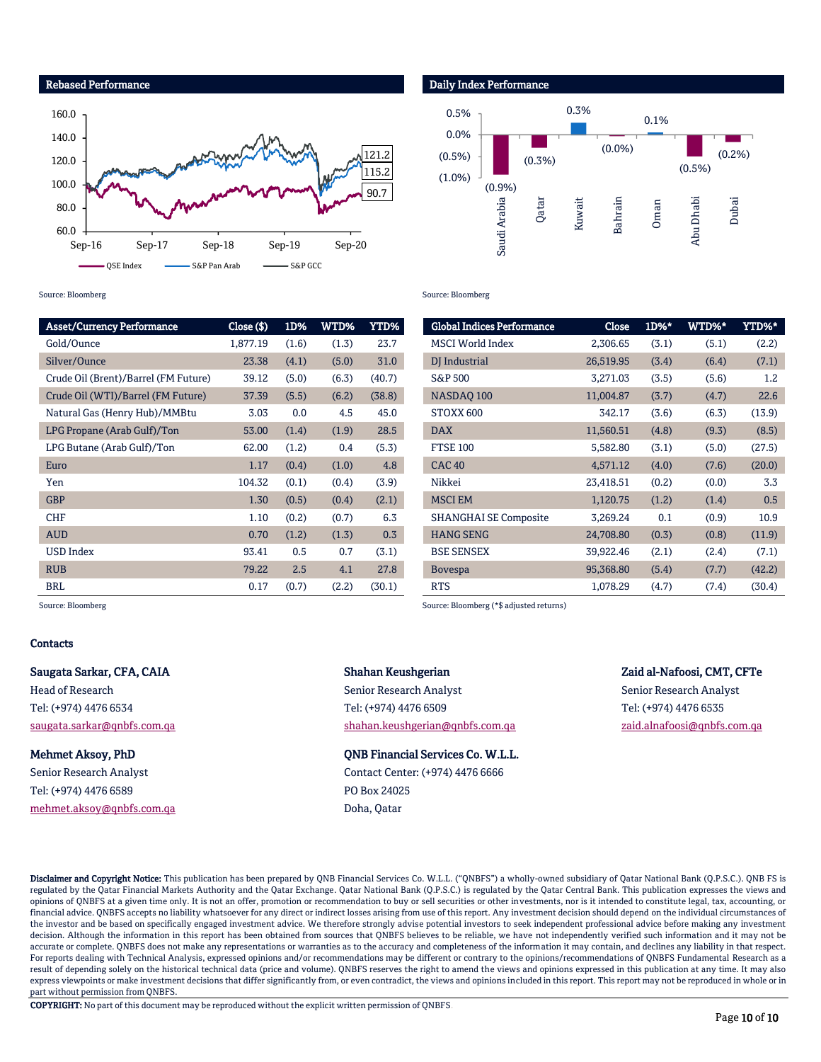## Rebased Performance

160.0
140.0
120.0
100.0
80.0
60.0
Sep-16
Sep-17
Sep-18
Sep-19
Sep-20
121.2
115.2
90.7
QSE Index
S&P Pan Arab
S&P GCC

Source: Bloomberg

## Daily Index Performance

0.5%
0.0%
(0.5%)
(1.0%)
(0.9%)
(0.3%)
0.3%
(0.0%)
0.1%
(0.5%)
(0.2%)
Saudi Arabia
Qatar
Kuwait
Bahrain
Oman
Abu Dhabi
Dubai

Source: Bloomberg

| Asset/Currency Performance | Close ($) | 1D% | WTD% | YTD% |
|---|---|---|---|---|
| Gold/Ounce | 1,877.19 | (1.6) | (1.3) | 23.7 |
| Silver/Ounce | 23.38 | (4.1) | (5.0) | 31.0 |
| Crude Oil (Brent)/Barrel (FM Future) | 39.12 | (5.0) | (6.3) | (40.7) |
| Crude Oil (WTI)/Barrel (FM Future) | 37.39 | (5.5) | (6.2) | (38.8) |
| Natural Gas (Henry Hub)/MMBtu | 3.03 | 0.0 | 4.5 | 45.0 |
| LPG Propane (Arab Gulf)/Ton | 53.00 | (1.4) | (1.9) | 28.5 |
| LPG Butane (Arab Gulf)/Ton | 62.00 | (1.2) | 0.4 | (5.3) |
| Euro | 1.17 | (0.4) | (1.0) | 4.8 |
| Yen | 104.32 | (0.1) | (0.4) | (3.9) |
| GBP | 1.30 | (0.5) | (0.4) | (2.1) |
| CHF | 1.10 | (0.2) | (0.7) | 6.3 |
| AUD | 0.70 | (1.2) | (1.3) | 0.3 |
| USD Index | 93.41 | 0.5 | 0.7 | (3.1) |
| RUB | 79.22 | 2.5 | 4.1 | 27.8 |
| BRL | 0.17 | (0.7) | (2.2) | (30.1) |

Source: Bloomberg

| Global Indices Performance | Close | 1D%* | WTD%* | YTD%* |
|---|---|---|---|---|
| MSCI World Index | 2,306.65 | (3.1) | (5.1) | (2.2) |
| DJ Industrial | 26,519.95 | (3.4) | (6.4) | (7.1) |
| S&P 500 | 3,271.03 | (3.5) | (5.6) | 1.2 |
| NASDAQ 100 | 11,004.87 | (3.7) | (4.7) | 22.6 |
| STOXX 600 | 342.17 | (3.6) | (6.3) | (13.9) |
| DAX | 11,560.51 | (4.8) | (9.3) | (8.5) |
| FTSE 100 | 5,582.80 | (3.1) | (5.0) | (27.5) |
| CAC 40 | 4,571.12 | (4.0) | (7.6) | (20.0) |
| Nikkei | 23,418.51 | (0.2) | (0.0) | 3.3 |
| MSCI EM | 1,120.75 | (1.2) | (1.4) | 0.5 |
| SHANGHAI SE Composite | 3,269.24 | 0.1 | (0.9) | 10.9 |
| HANG SENG | 24,708.80 | (0.3) | (0.8) | (11.9) |
| BSE SENSEX | 39,922.46 | (2.1) | (2.4) | (7.1) |
| Bovespa | 95,368.80 | (5.4) | (7.7) | (42.2) |
| RTS | 1,078.29 | (4.7) | (7.4) | (30.4) |

Source: Bloomberg (*$ adjusted returns)

### Contacts

**Saugata Sarkar, CFA, CAIA**
Head of Research
Tel: (+974) 4476 6534
saugata.sarkar@qnbfs.com.qa

**Shahan Keushgerian**
Senior Research Analyst
Tel: (+974) 4476 6509
shahan.keushgerian@qnbfs.com.qa

**Zaid al-Nafoosi, CMT, CFTe**
Senior Research Analyst
Tel: (+974) 4476 6535
zaid.alnafoosi@qnbfs.com.qa

**Mehmet Aksoy, PhD**
Senior Research Analyst
Tel: (+974) 4476 6589
mehmet.aksoy@qnbfs.com.qa

**QNB Financial Services Co. W.L.L.**
Contact Center: (+974) 4476 6666
PO Box 24025
Doha, Qatar

**Disclaimer and Copyright Notice:** This publication has been prepared by QNB Financial Services Co. W.L.L. ("QNBFS") a wholly-owned subsidiary of Qatar National Bank (Q.P.S.C.). QNB FS is regulated by the Qatar Financial Markets Authority and the Qatar Exchange. Qatar National Bank (Q.P.S.C.) is regulated by the Qatar Central Bank. This publication expresses the views and opinions of QNBFS at a given time only. It is not an offer, promotion or recommendation to buy or sell securities or other investments, nor is it intended to constitute legal, tax, accounting, or financial advice. QNBFS accepts no liability whatsoever for any direct or indirect losses arising from use of this report. Any investment decision should depend on the individual circumstances of the investor and be based on specifically engaged investment advice. We therefore strongly advise potential investors to seek independent professional advice before making any investment decision. Although the information in this report has been obtained from sources that QNBFS believes to be reliable, we have not independently verified such information and it may not be accurate or complete. QNBFS does not make any representations or warranties as to the accuracy and completeness of the information it may contain, and declines any liability in that respect. For reports dealing with Technical Analysis, expressed opinions and/or recommendations may be different or contrary to the opinions/recommendations of QNBFS Fundamental Research as a result of depending solely on the historical technical data (price and volume). QNBFS reserves the right to amend the views and opinions expressed in this publication at any time. It may also express viewpoints or make investment decisions that differ significantly from, or even contradict, the views and opinions included in this report. This report may not be reproduced in whole or in part without permission from QNBFS.

**COPYRIGHT:** No part of this document may be reproduced without the explicit written permission of QNBFS